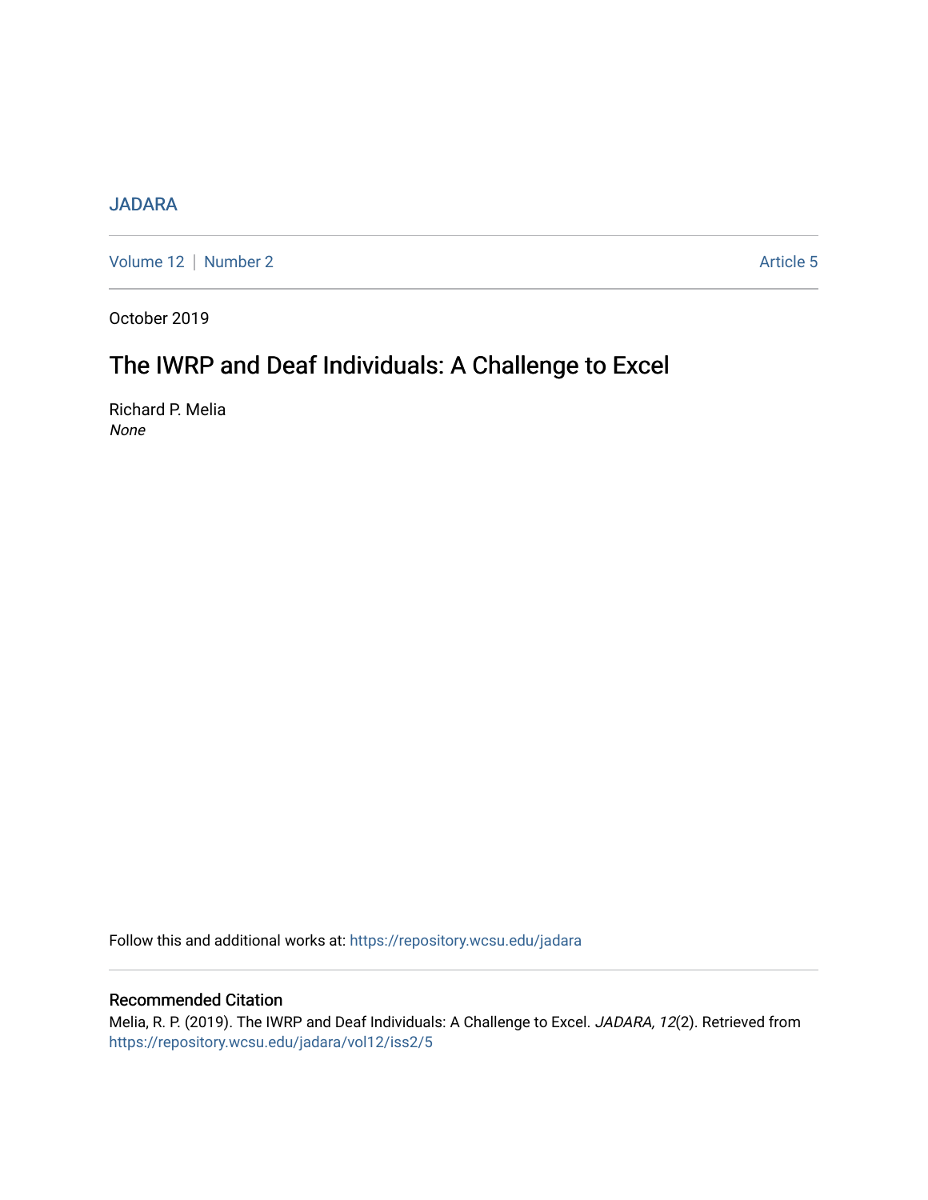JADARA

Volume 12 | Number 2 Article 5

October 2019

# The IWRP and Deaf Individuals: A Challenge to Excel

Richard P. Melia
*None*

Follow this and additional works at: https://repository.wcsu.edu/jadara

## Recommended Citation

Melia, R. P. (2019). The IWRP and Deaf Individuals: A Challenge to Excel. *JADARA, 12*(2). Retrieved from https://repository.wcsu.edu/jadara/vol12/iss2/5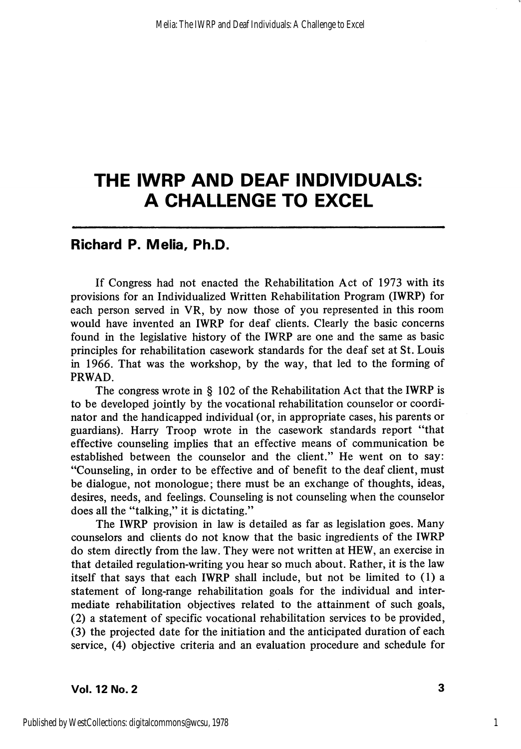# THE IWRP AND DEAF INDIVIDUALS: A CHALLENGE TO EXCEL

## Richard P. Melia, Ph.D.

If Congress had not enacted the Rehabilitation Act of 1973 with its provisions for an Individualized Written Rehabilitation Program (IWRP) for each person served in VR, by now those of you represented in this room would have invented an IWRP for deaf clients. Clearly the basic concerns found in the legislative history of the IWRP are one and the same as basic principles for rehabilitation casework standards for the deaf set at St. Louis in 1966. That was the workshop, by the way, that led to the forming of PRWAD.

The congress wrote in § 102 of the Rehabilitation Act that the IWRP is to be developed jointly by the vocational rehabilitation counselor or coordinator and the handicapped individual (or, in appropriate cases, his parents or guardians). Harry Troop wrote in the casework standards report "that effective counseling implies that an effective means of communication be established between the counselor and the client." He went on to say: "Counseling, in order to be effective and of benefit to the deaf client, must be dialogue, not monologue; there must be an exchange of thoughts, ideas, desires, needs, and feelings. Counseling is not counseling when the counselor does all the "talking," it is dictating."

The IWRP provision in law is detailed as far as legislation goes. Many counselors and clients do not know that the basic ingredients of the IWRP do stem directly from the law. They were not written at HEW, an exercise in that detailed regulation-writing you hear so much about. Rather, it is the law itself that says that each IWRP shall include, but not be limited to (1) a statement of long-range rehabilitation goals for the individual and intermediate rehabilitation objectives related to the attainment of such goals, (2) a statement of specific vocational rehabilitation services to be provided, (3) the projected date for the initiation and the anticipated duration of each service, (4) objective criteria and an evaluation procedure and schedule for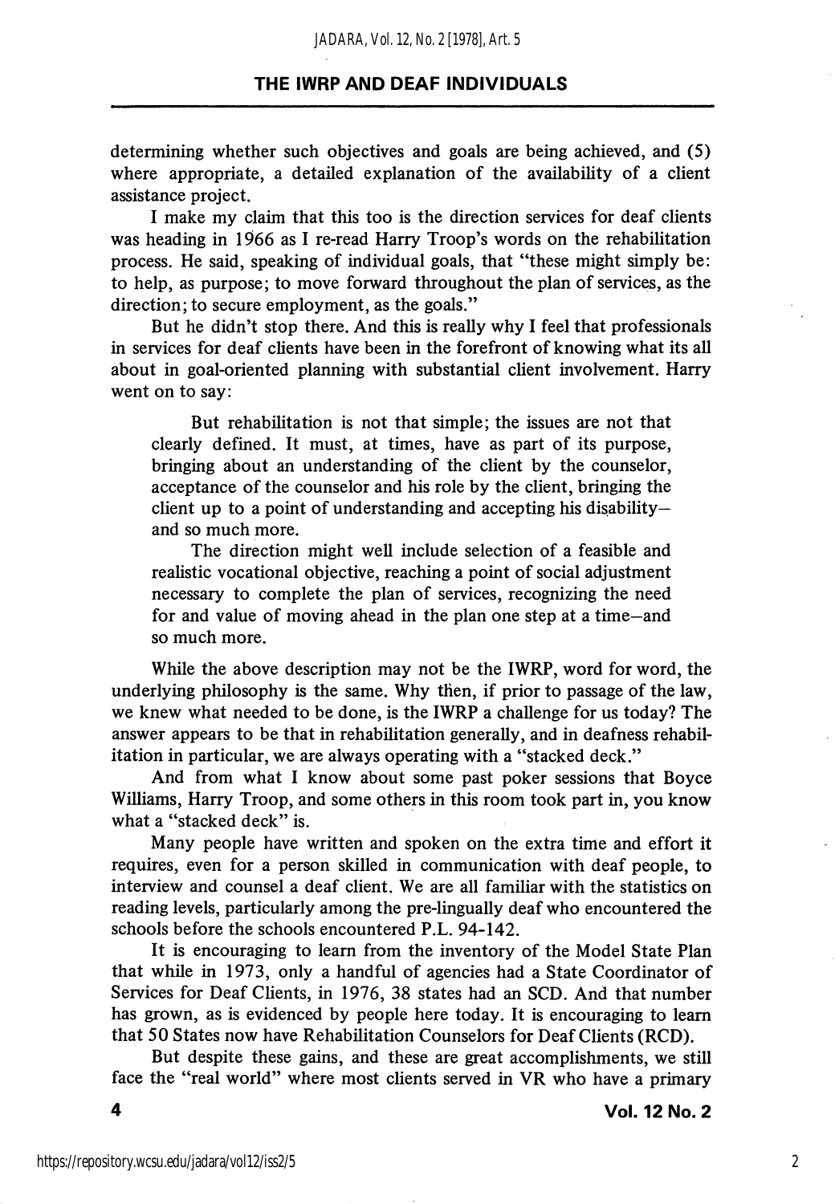determining whether such objectives and goals are being achieved, and (5) where appropriate, a detailed explanation of the availability of a client assistance project.

I make my claim that this too is the direction services for deaf clients was heading in 1966 as I re-read Harry Troop's words on the rehabilitation process. He said, speaking of individual goals, that "these might simply be: to help, as purpose; to move forward throughout the plan of services, as the direction; to secure employment, as the goals."

But he didn't stop there. And this is really why I feel that professionals in services for deaf clients have been in the forefront of knowing what its all about in goal-oriented planning with substantial client involvement. Harry went on to say:

> But rehabilitation is not that simple; the issues are not that clearly defined. It must, at times, have as part of its purpose, bringing about an understanding of the client by the counselor, acceptance of the counselor and his role by the client, bringing the client up to a point of understanding and accepting his disability—and so much more.
>
> The direction might well include selection of a feasible and realistic vocational objective, reaching a point of social adjustment necessary to complete the plan of services, recognizing the need for and value of moving ahead in the plan one step at a time—and so much more.

While the above description may not be the IWRP, word for word, the underlying philosophy is the same. Why then, if prior to passage of the law, we knew what needed to be done, is the IWRP a challenge for us today? The answer appears to be that in rehabilitation generally, and in deafness rehabilitation in particular, we are always operating with a "stacked deck."

And from what I know about some past poker sessions that Boyce Williams, Harry Troop, and some others in this room took part in, you know what a "stacked deck" is.

Many people have written and spoken on the extra time and effort it requires, even for a person skilled in communication with deaf people, to interview and counsel a deaf client. We are all familiar with the statistics on reading levels, particularly among the pre-lingually deaf who encountered the schools before the schools encountered P.L. 94-142.

It is encouraging to learn from the inventory of the Model State Plan that while in 1973, only a handful of agencies had a State Coordinator of Services for Deaf Clients, in 1976, 38 states had an SCD. And that number has grown, as is evidenced by people here today. It is encouraging to learn that 50 States now have Rehabilitation Counselors for Deaf Clients (RCD).

But despite these gains, and these are great accomplishments, we still face the "real world" where most clients served in VR who have a primary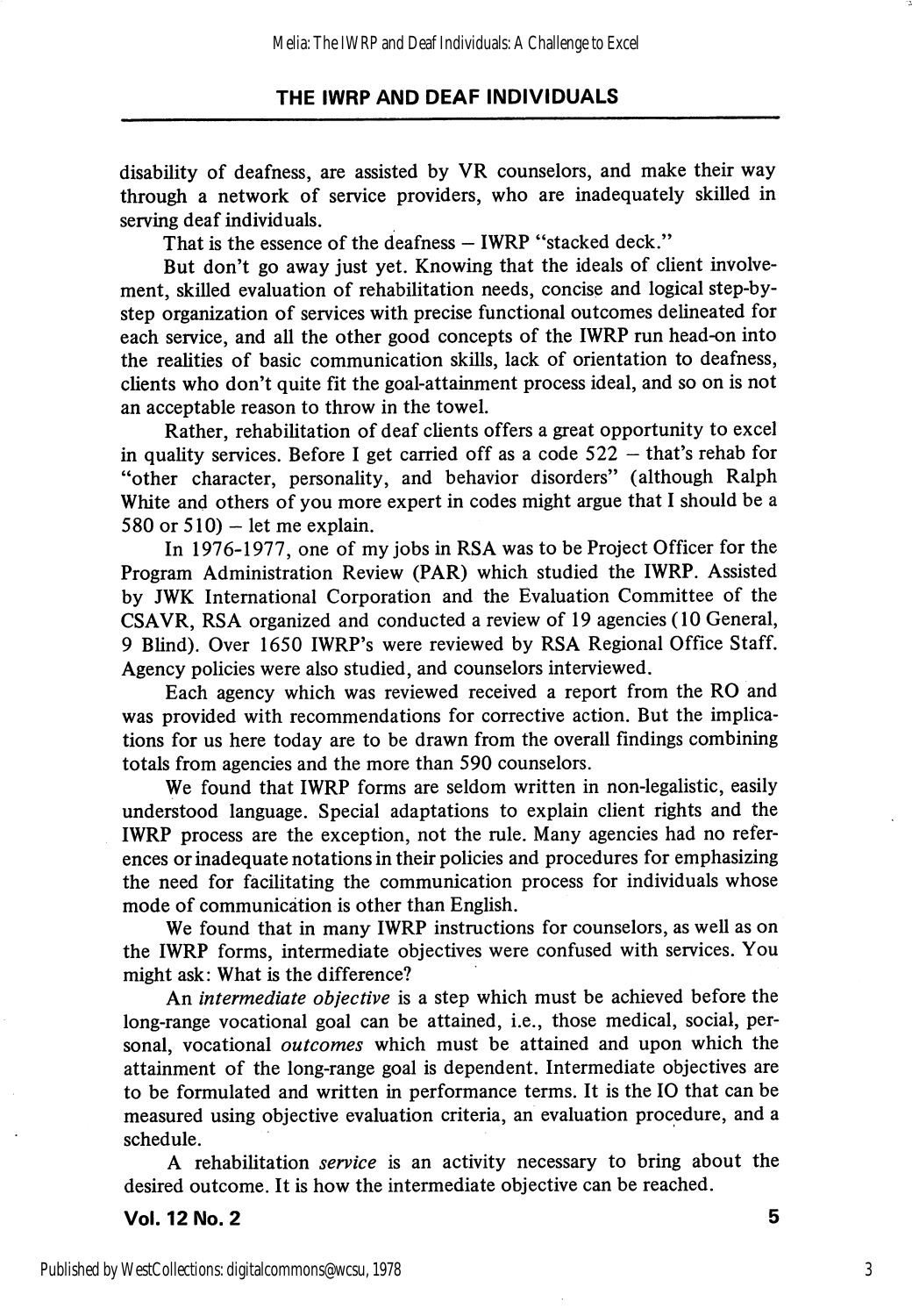disability of deafness, are assisted by VR counselors, and make their way through a network of service providers, who are inadequately skilled in serving deaf individuals.

That is the essence of the deafness – IWRP "stacked deck."

But don't go away just yet. Knowing that the ideals of client involvement, skilled evaluation of rehabilitation needs, concise and logical step-by-step organization of services with precise functional outcomes delineated for each service, and all the other good concepts of the IWRP run head-on into the realities of basic communication skills, lack of orientation to deafness, clients who don't quite fit the goal-attainment process ideal, and so on is not an acceptable reason to throw in the towel.

Rather, rehabilitation of deaf clients offers a great opportunity to excel in quality services. Before I get carried off as a code 522 – that's rehab for "other character, personality, and behavior disorders" (although Ralph White and others of you more expert in codes might argue that I should be a 580 or 510) – let me explain.

In 1976-1977, one of my jobs in RSA was to be Project Officer for the Program Administration Review (PAR) which studied the IWRP. Assisted by JWK International Corporation and the Evaluation Committee of the CSAVR, RSA organized and conducted a review of 19 agencies (10 General, 9 Blind). Over 1650 IWRP's were reviewed by RSA Regional Office Staff. Agency policies were also studied, and counselors interviewed.

Each agency which was reviewed received a report from the RO and was provided with recommendations for corrective action. But the implications for us here today are to be drawn from the overall findings combining totals from agencies and the more than 590 counselors.

We found that IWRP forms are seldom written in non-legalistic, easily understood language. Special adaptations to explain client rights and the IWRP process are the exception, not the rule. Many agencies had no references or inadequate notations in their policies and procedures for emphasizing the need for facilitating the communication process for individuals whose mode of communication is other than English.

We found that in many IWRP instructions for counselors, as well as on the IWRP forms, intermediate objectives were confused with services. You might ask: What is the difference?

An *intermediate objective* is a step which must be achieved before the long-range vocational goal can be attained, i.e., those medical, social, personal, vocational *outcomes* which must be attained and upon which the attainment of the long-range goal is dependent. Intermediate objectives are to be formulated and written in performance terms. It is the IO that can be measured using objective evaluation criteria, an evaluation procedure, and a schedule.

A rehabilitation *service* is an activity necessary to bring about the desired outcome. It is how the intermediate objective can be reached.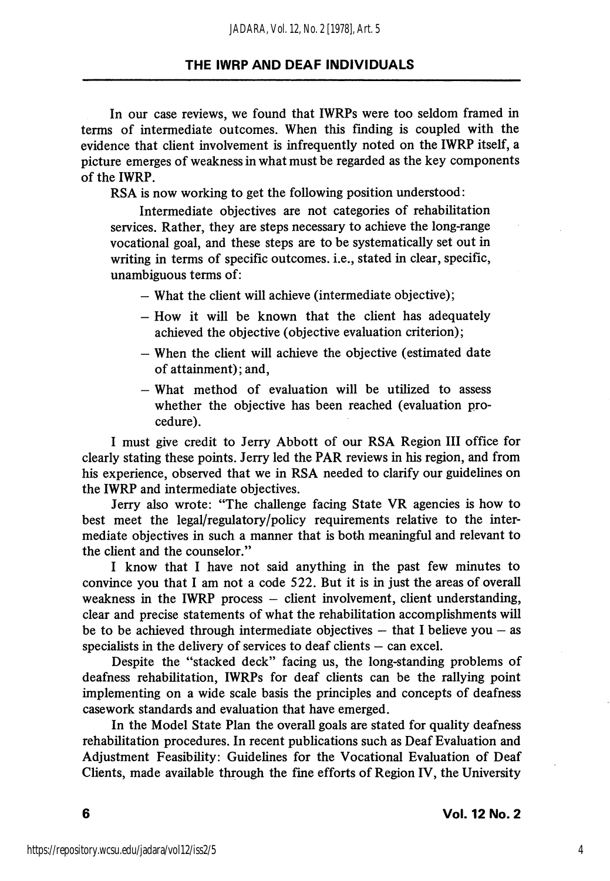In our case reviews, we found that IWRPs were too seldom framed in terms of intermediate outcomes. When this finding is coupled with the evidence that client involvement is infrequently noted on the IWRP itself, a picture emerges of weakness in what must be regarded as the key components of the IWRP.

RSA is now working to get the following position understood:

> Intermediate objectives are not categories of rehabilitation services. Rather, they are steps necessary to achieve the long-range vocational goal, and these steps are to be systematically set out in writing in terms of specific outcomes. i.e., stated in clear, specific, unambiguous terms of:
>
> – What the client will achieve (intermediate objective);
>
> – How it will be known that the client has adequately achieved the objective (objective evaluation criterion);
>
> – When the client will achieve the objective (estimated date of attainment); and,
>
> – What method of evaluation will be utilized to assess whether the objective has been reached (evaluation procedure).

I must give credit to Jerry Abbott of our RSA Region III office for clearly stating these points. Jerry led the PAR reviews in his region, and from his experience, observed that we in RSA needed to clarify our guidelines on the IWRP and intermediate objectives.

Jerry also wrote: "The challenge facing State VR agencies is how to best meet the legal/regulatory/policy requirements relative to the intermediate objectives in such a manner that is both meaningful and relevant to the client and the counselor."

I know that I have not said anything in the past few minutes to convince you that I am not a code 522. But it is in just the areas of overall weakness in the IWRP process – client involvement, client understanding, clear and precise statements of what the rehabilitation accomplishments will be to be achieved through intermediate objectives – that I believe you – as specialists in the delivery of services to deaf clients – can excel.

Despite the "stacked deck" facing us, the long-standing problems of deafness rehabilitation, IWRPs for deaf clients can be the rallying point implementing on a wide scale basis the principles and concepts of deafness casework standards and evaluation that have emerged.

In the Model State Plan the overall goals are stated for quality deafness rehabilitation procedures. In recent publications such as Deaf Evaluation and Adjustment Feasibility: Guidelines for the Vocational Evaluation of Deaf Clients, made available through the fine efforts of Region IV, the University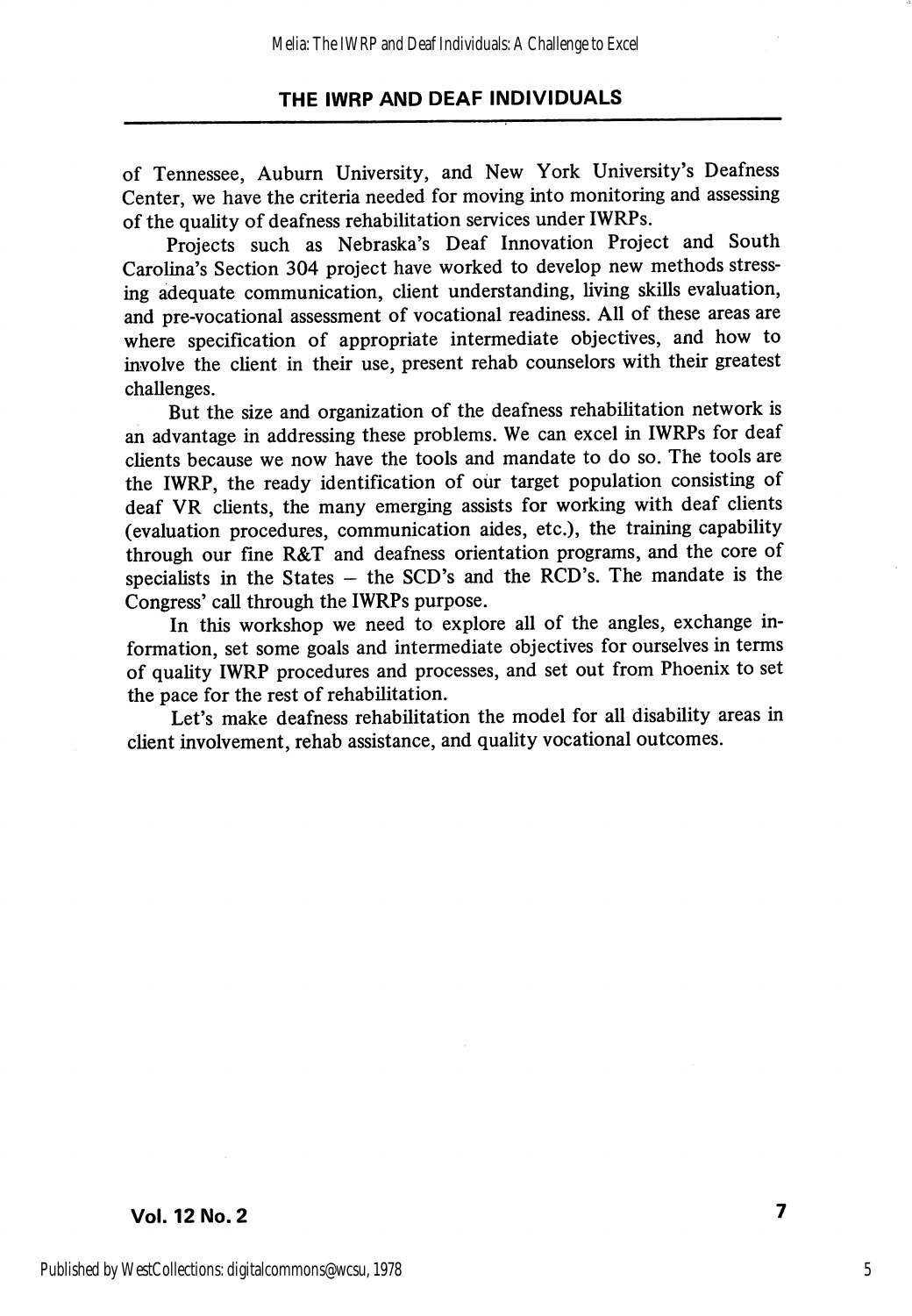of Tennessee, Auburn University, and New York University's Deafness Center, we have the criteria needed for moving into monitoring and assessing of the quality of deafness rehabilitation services under IWRPs.

Projects such as Nebraska's Deaf Innovation Project and South Carolina's Section 304 project have worked to develop new methods stressing adequate communication, client understanding, living skills evaluation, and pre-vocational assessment of vocational readiness. All of these areas are where specification of appropriate intermediate objectives, and how to involve the client in their use, present rehab counselors with their greatest challenges.

But the size and organization of the deafness rehabilitation network is an advantage in addressing these problems. We can excel in IWRPs for deaf clients because we now have the tools and mandate to do so. The tools are the IWRP, the ready identification of our target population consisting of deaf VR clients, the many emerging assists for working with deaf clients (evaluation procedures, communication aides, etc.), the training capability through our fine R&T and deafness orientation programs, and the core of specialists in the States – the SCD's and the RCD's. The mandate is the Congress' call through the IWRPs purpose.

In this workshop we need to explore all of the angles, exchange information, set some goals and intermediate objectives for ourselves in terms of quality IWRP procedures and processes, and set out from Phoenix to set the pace for the rest of rehabilitation.

Let's make deafness rehabilitation the model for all disability areas in client involvement, rehab assistance, and quality vocational outcomes.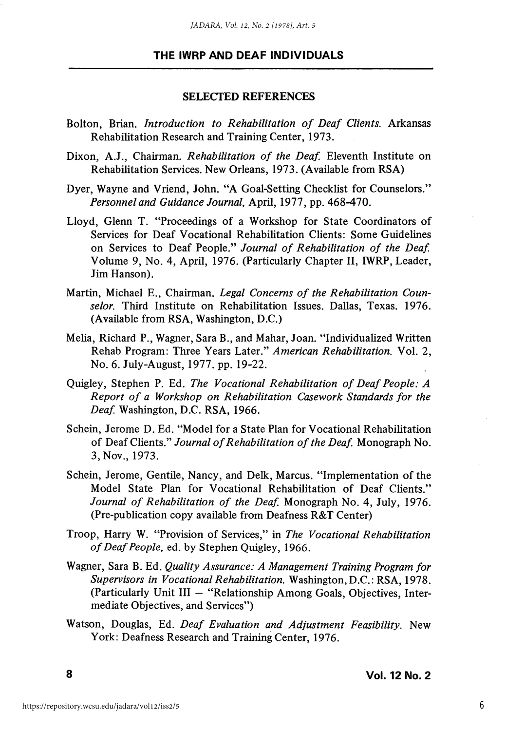## SELECTED REFERENCES

Bolton, Brian. *Introduction to Rehabilitation of Deaf Clients.* Arkansas Rehabilitation Research and Training Center, 1973.

Dixon, A.J., Chairman. *Rehabilitation of the Deaf.* Eleventh Institute on Rehabilitation Services. New Orleans, 1973. (Available from RSA)

Dyer, Wayne and Vriend, John. "A Goal-Setting Checklist for Counselors." *Personnel and Guidance Journal,* April, 1977, pp. 468-470.

Lloyd, Glenn T. "Proceedings of a Workshop for State Coordinators of Services for Deaf Vocational Rehabilitation Clients: Some Guidelines on Services to Deaf People." *Journal of Rehabilitation of the Deaf.* Volume 9, No. 4, April, 1976. (Particularly Chapter II, IWRP, Leader, Jim Hanson).

Martin, Michael E., Chairman. *Legal Concerns of the Rehabilitation Counselor.* Third Institute on Rehabilitation Issues. Dallas, Texas. 1976. (Available from RSA, Washington, D.C.)

Melia, Richard P., Wagner, Sara B., and Mahar, Joan. "Individualized Written Rehab Program: Three Years Later." *American Rehabilitation.* Vol. 2, No. 6. July-August, 1977. pp. 19-22.

Quigley, Stephen P. Ed. *The Vocational Rehabilitation of Deaf People: A Report of a Workshop on Rehabilitation Casework Standards for the Deaf.* Washington, D.C. RSA, 1966.

Schein, Jerome D. Ed. "Model for a State Plan for Vocational Rehabilitation of Deaf Clients." *Journal of Rehabilitation of the Deaf.* Monograph No. 3, Nov., 1973.

Schein, Jerome, Gentile, Nancy, and Delk, Marcus. "Implementation of the Model State Plan for Vocational Rehabilitation of Deaf Clients." *Journal of Rehabilitation of the Deaf.* Monograph No. 4, July, 1976. (Pre-publication copy available from Deafness R&T Center)

Troop, Harry W. "Provision of Services," in *The Vocational Rehabilitation of Deaf People,* ed. by Stephen Quigley, 1966.

Wagner, Sara B. Ed. *Quality Assurance: A Management Training Program for Supervisors in Vocational Rehabilitation.* Washington, D.C.: RSA, 1978. (Particularly Unit III – "Relationship Among Goals, Objectives, Intermediate Objectives, and Services")

Watson, Douglas, Ed. *Deaf Evaluation and Adjustment Feasibility.* New York: Deafness Research and Training Center, 1976.